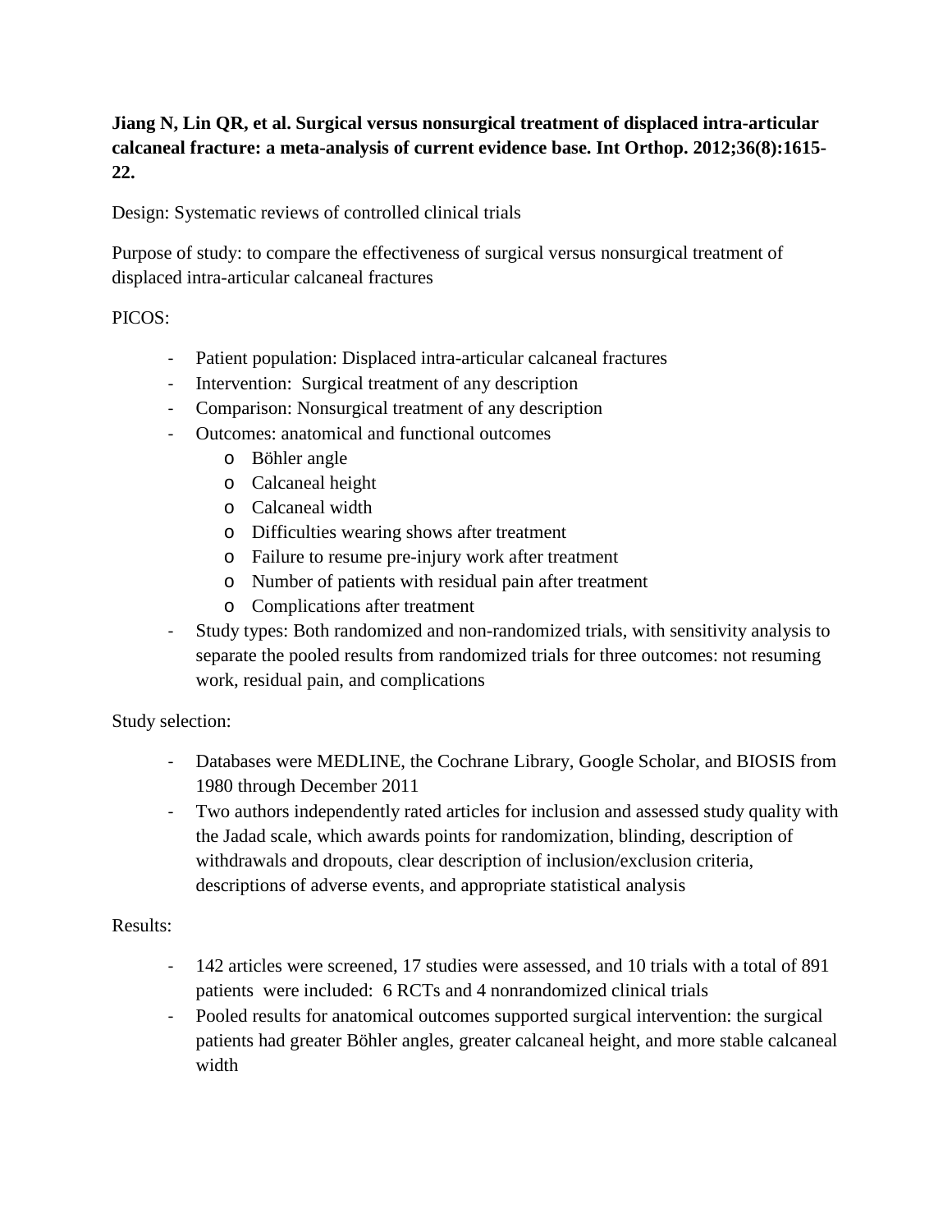**Jiang N, Lin QR, et al. Surgical versus nonsurgical treatment of displaced intra-articular calcaneal fracture: a meta-analysis of current evidence base. Int Orthop. 2012;36(8):1615-22.**

Design: Systematic reviews of controlled clinical trials

Purpose of study: to compare the effectiveness of surgical versus nonsurgical treatment of displaced intra-articular calcaneal fractures

PICOS:

- Patient population: Displaced intra-articular calcaneal fractures
- Intervention: Surgical treatment of any description
- Comparison: Nonsurgical treatment of any description
- Outcomes: anatomical and functional outcomes
  - Böhler angle
  - Calcaneal height
  - Calcaneal width
  - Difficulties wearing shows after treatment
  - Failure to resume pre-injury work after treatment
  - Number of patients with residual pain after treatment
  - Complications after treatment
- Study types: Both randomized and non-randomized trials, with sensitivity analysis to separate the pooled results from randomized trials for three outcomes: not resuming work, residual pain, and complications

Study selection:

- Databases were MEDLINE, the Cochrane Library, Google Scholar, and BIOSIS from 1980 through December 2011
- Two authors independently rated articles for inclusion and assessed study quality with the Jadad scale, which awards points for randomization, blinding, description of withdrawals and dropouts, clear description of inclusion/exclusion criteria, descriptions of adverse events, and appropriate statistical analysis

Results:

- 142 articles were screened, 17 studies were assessed, and 10 trials with a total of 891 patients were included: 6 RCTs and 4 nonrandomized clinical trials
- Pooled results for anatomical outcomes supported surgical intervention: the surgical patients had greater Böhler angles, greater calcaneal height, and more stable calcaneal width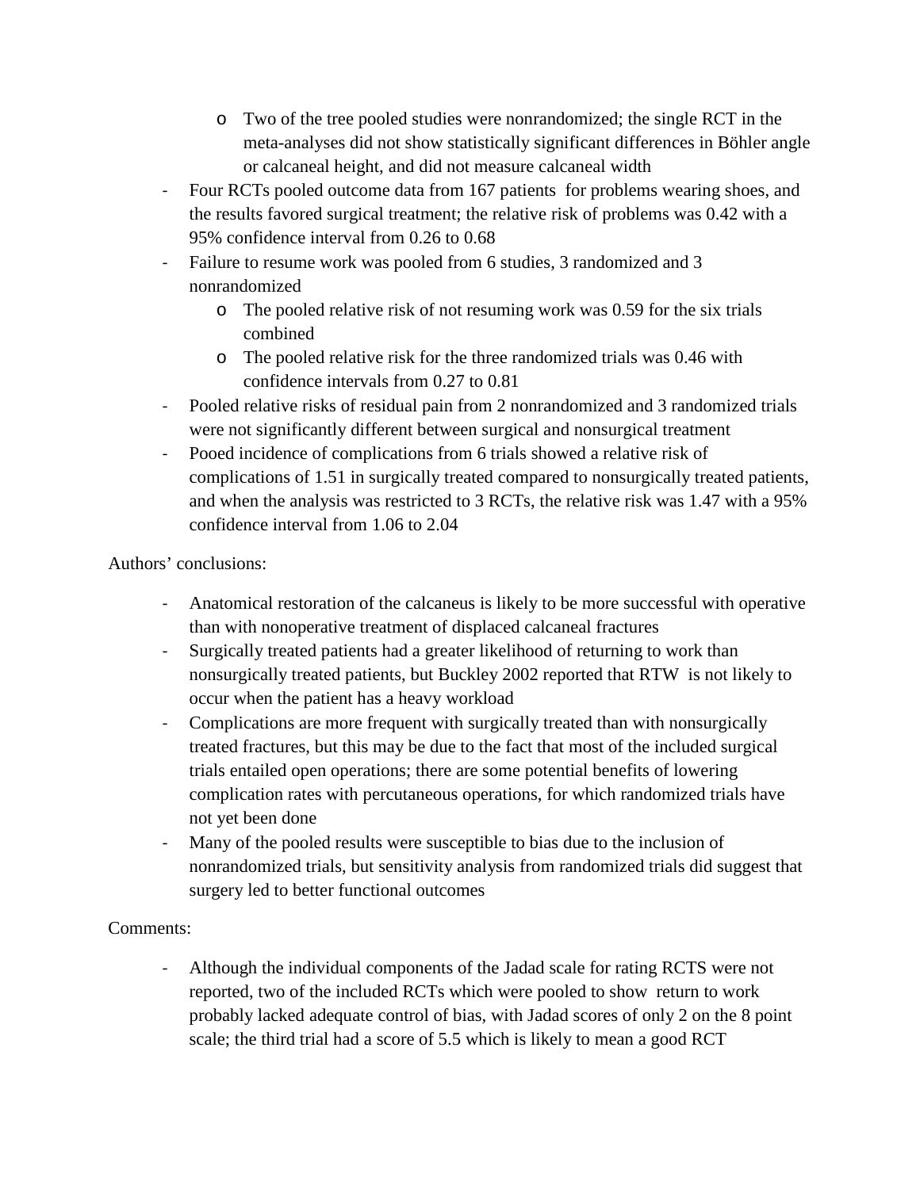- Two of the tree pooled studies were nonrandomized; the single RCT in the meta-analyses did not show statistically significant differences in Böhler angle or calcaneal height, and did not measure calcaneal width
- Four RCTs pooled outcome data from 167 patients for problems wearing shoes, and the results favored surgical treatment; the relative risk of problems was 0.42 with a 95% confidence interval from 0.26 to 0.68
- Failure to resume work was pooled from 6 studies, 3 randomized and 3 nonrandomized
  - The pooled relative risk of not resuming work was 0.59 for the six trials combined
  - The pooled relative risk for the three randomized trials was 0.46 with confidence intervals from 0.27 to 0.81
- Pooled relative risks of residual pain from 2 nonrandomized and 3 randomized trials were not significantly different between surgical and nonsurgical treatment
- Pooed incidence of complications from 6 trials showed a relative risk of complications of 1.51 in surgically treated compared to nonsurgically treated patients, and when the analysis was restricted to 3 RCTs, the relative risk was 1.47 with a 95% confidence interval from 1.06 to 2.04

Authors' conclusions:

- Anatomical restoration of the calcaneus is likely to be more successful with operative than with nonoperative treatment of displaced calcaneal fractures
- Surgically treated patients had a greater likelihood of returning to work than nonsurgically treated patients, but Buckley 2002 reported that RTW is not likely to occur when the patient has a heavy workload
- Complications are more frequent with surgically treated than with nonsurgically treated fractures, but this may be due to the fact that most of the included surgical trials entailed open operations; there are some potential benefits of lowering complication rates with percutaneous operations, for which randomized trials have not yet been done
- Many of the pooled results were susceptible to bias due to the inclusion of nonrandomized trials, but sensitivity analysis from randomized trials did suggest that surgery led to better functional outcomes

Comments:

- Although the individual components of the Jadad scale for rating RCTS were not reported, two of the included RCTs which were pooled to show return to work probably lacked adequate control of bias, with Jadad scores of only 2 on the 8 point scale; the third trial had a score of 5.5 which is likely to mean a good RCT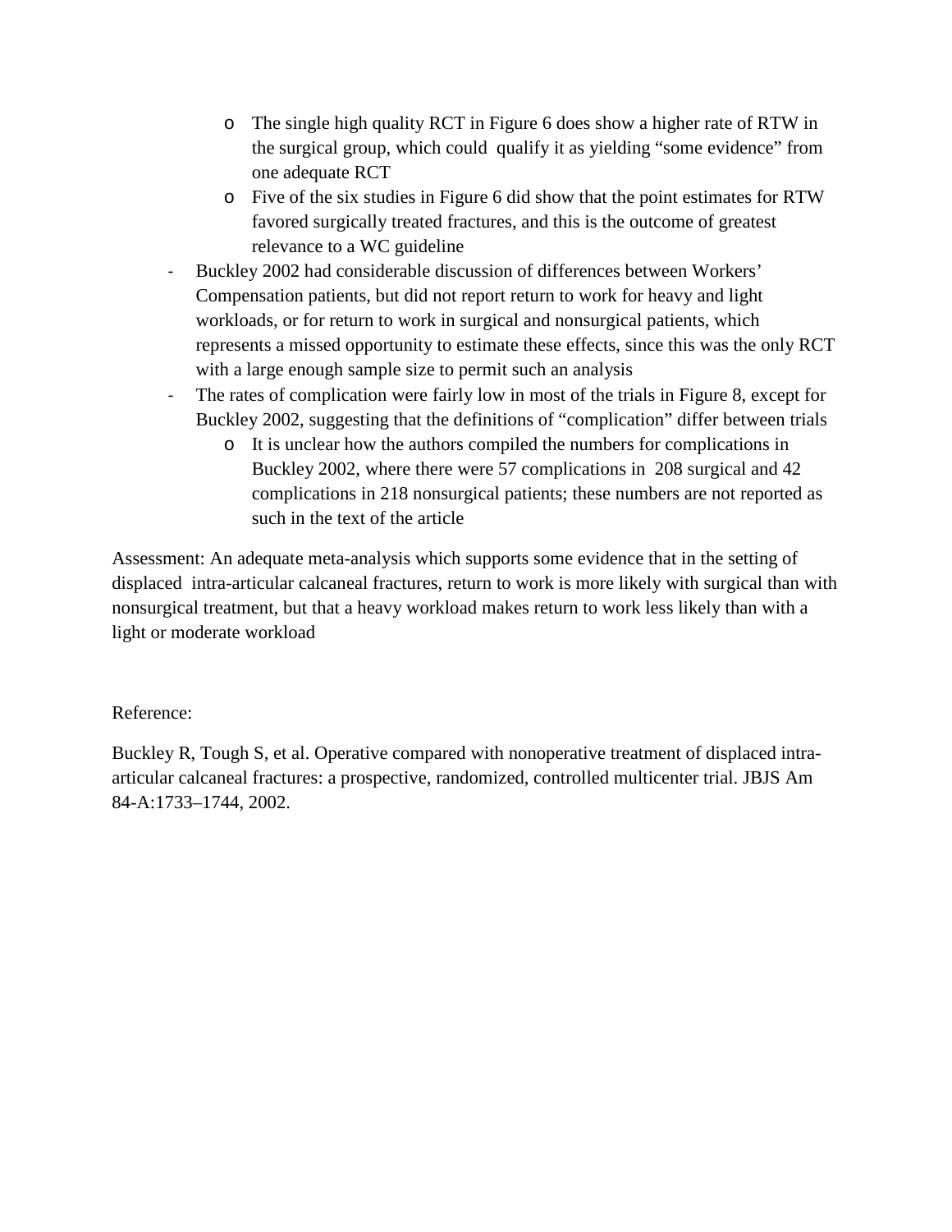- The single high quality RCT in Figure 6 does show a higher rate of RTW in the surgical group, which could qualify it as yielding "some evidence" from one adequate RCT
    - Five of the six studies in Figure 6 did show that the point estimates for RTW favored surgically treated fractures, and this is the outcome of greatest relevance to a WC guideline
- Buckley 2002 had considerable discussion of differences between Workers' Compensation patients, but did not report return to work for heavy and light workloads, or for return to work in surgical and nonsurgical patients, which represents a missed opportunity to estimate these effects, since this was the only RCT with a large enough sample size to permit such an analysis
- The rates of complication were fairly low in most of the trials in Figure 8, except for Buckley 2002, suggesting that the definitions of "complication" differ between trials
    - It is unclear how the authors compiled the numbers for complications in Buckley 2002, where there were 57 complications in 208 surgical and 42 complications in 218 nonsurgical patients; these numbers are not reported as such in the text of the article

Assessment: An adequate meta-analysis which supports some evidence that in the setting of displaced intra-articular calcaneal fractures, return to work is more likely with surgical than with nonsurgical treatment, but that a heavy workload makes return to work less likely than with a light or moderate workload

Reference:

Buckley R, Tough S, et al. Operative compared with nonoperative treatment of displaced intra-articular calcaneal fractures: a prospective, randomized, controlled multicenter trial. JBJS Am 84-A:1733–1744, 2002.